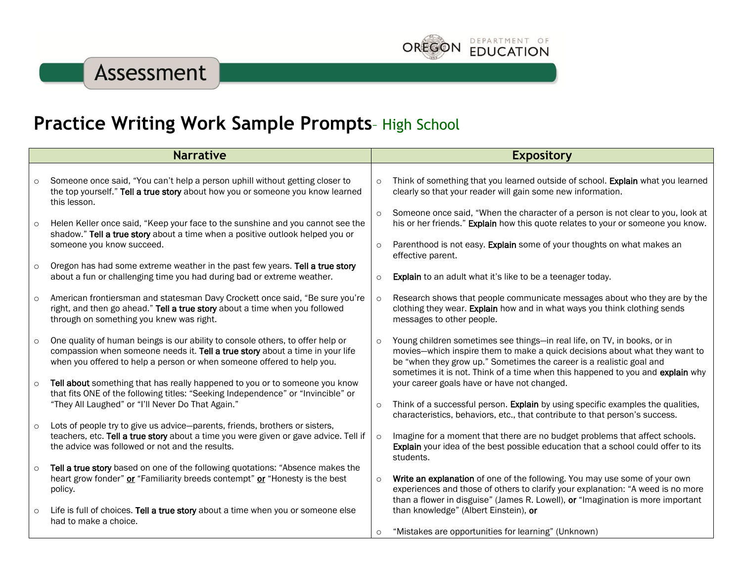Oregon Department of Education

Assessment

# Practice Writing Work Sample Prompts – High School

## Narrative

- Someone once said, "You can't help a person uphill without getting closer to the top yourself." **Tell a true story** about how you or someone you know learned this lesson.
- Helen Keller once said, "Keep your face to the sunshine and you cannot see the shadow." **Tell a true story** about a time when a positive outlook helped you or someone you know succeed.
- Oregon has had some extreme weather in the past few years. **Tell a true story** about a fun or challenging time you had during bad or extreme weather.
- American frontiersman and statesman Davy Crockett once said, "Be sure you're right, and then go ahead." **Tell a true story** about a time when you followed through on something you knew was right.
- One quality of human beings is our ability to console others, to offer help or compassion when someone needs it. **Tell a true story** about a time in your life when you offered to help a person or when someone offered to help you.
- **Tell about** something that has really happened to you or to someone you know that fits ONE of the following titles: "Seeking Independence" or "Invincible" or "They All Laughed" or "I'll Never Do That Again."
- Lots of people try to give us advice—parents, friends, brothers or sisters, teachers, etc. **Tell a true story** about a time you were given or gave advice. Tell if the advice was followed or not and the results.
- **Tell a true story** based on one of the following quotations: "Absence makes the heart grow fonder" or "Familiarity breeds contempt" or "Honesty is the best policy.
- Life is full of choices. **Tell a true story** about a time when you or someone else had to make a choice.

## Expository

- Think of something that you learned outside of school. **Explain** what you learned clearly so that your reader will gain some new information.
- Someone once said, "When the character of a person is not clear to you, look at his or her friends." **Explain** how this quote relates to your or someone you know.
- Parenthood is not easy. **Explain** some of your thoughts on what makes an effective parent.
- **Explain** to an adult what it's like to be a teenager today.
- Research shows that people communicate messages about who they are by the clothing they wear. **Explain** how and in what ways you think clothing sends messages to other people.
- Young children sometimes see things—in real life, on TV, in books, or in movies—which inspire them to make a quick decisions about what they want to be "when they grow up." Sometimes the career is a realistic goal and sometimes it is not. Think of a time when this happened to you and **explain** why your career goals have or have not changed.
- Think of a successful person. **Explain** by using specific examples the qualities, characteristics, behaviors, etc., that contribute to that person's success.
- Imagine for a moment that there are no budget problems that affect schools. **Explain** your idea of the best possible education that a school could offer to its students.
- **Write an explanation** of one of the following. You may use some of your own experiences and those of others to clarify your explanation: "A weed is no more than a flower in disguise" (James R. Lowell), **or** "Imagination is more important than knowledge" (Albert Einstein), **or**
- "Mistakes are opportunities for learning" (Unknown)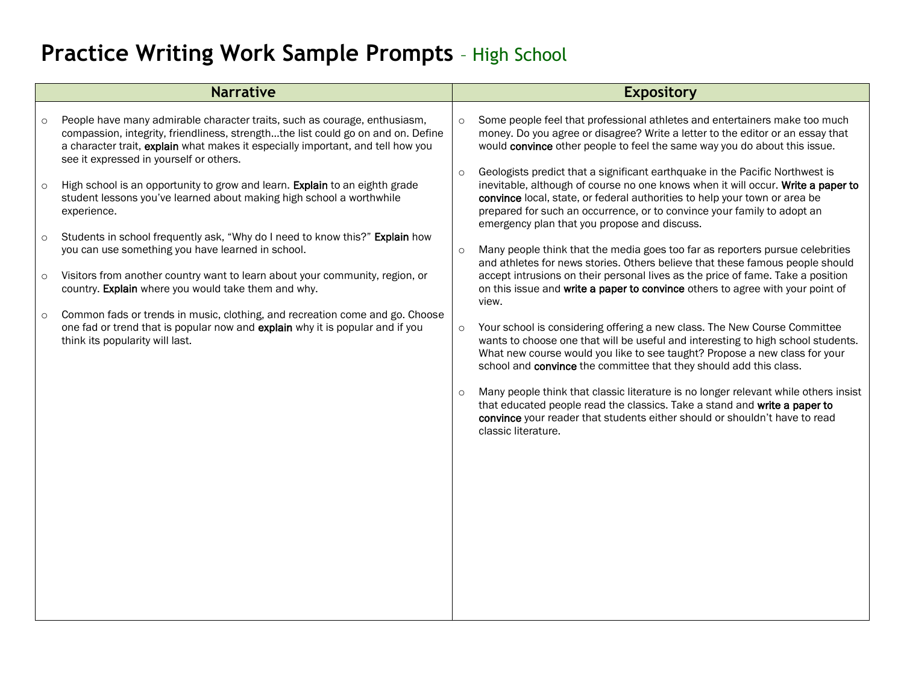# Practice Writing Work Sample Prompts – High School

## Narrative

- People have many admirable character traits, such as courage, enthusiasm, compassion, integrity, friendliness, strength…the list could go on and on. Define a character trait, **explain** what makes it especially important, and tell how you see it expressed in yourself or others.
- High school is an opportunity to grow and learn. **Explain** to an eighth grade student lessons you've learned about making high school a worthwhile experience.
- Students in school frequently ask, "Why do I need to know this?" **Explain** how you can use something you have learned in school.
- Visitors from another country want to learn about your community, region, or country. **Explain** where you would take them and why.
- Common fads or trends in music, clothing, and recreation come and go. Choose one fad or trend that is popular now and **explain** why it is popular and if you think its popularity will last.

## Expository

- Some people feel that professional athletes and entertainers make too much money. Do you agree or disagree? Write a letter to the editor or an essay that would **convince** other people to feel the same way you do about this issue.
- Geologists predict that a significant earthquake in the Pacific Northwest is inevitable, although of course no one knows when it will occur. **Write a paper to convince** local, state, or federal authorities to help your town or area be prepared for such an occurrence, or to convince your family to adopt an emergency plan that you propose and discuss.
- Many people think that the media goes too far as reporters pursue celebrities and athletes for news stories. Others believe that these famous people should accept intrusions on their personal lives as the price of fame. Take a position on this issue and **write a paper to convince** others to agree with your point of view.
- Your school is considering offering a new class. The New Course Committee wants to choose one that will be useful and interesting to high school students. What new course would you like to see taught? Propose a new class for your school and **convince** the committee that they should add this class.
- Many people think that classic literature is no longer relevant while others insist that educated people read the classics. Take a stand and **write a paper to convince** your reader that students either should or shouldn't have to read classic literature.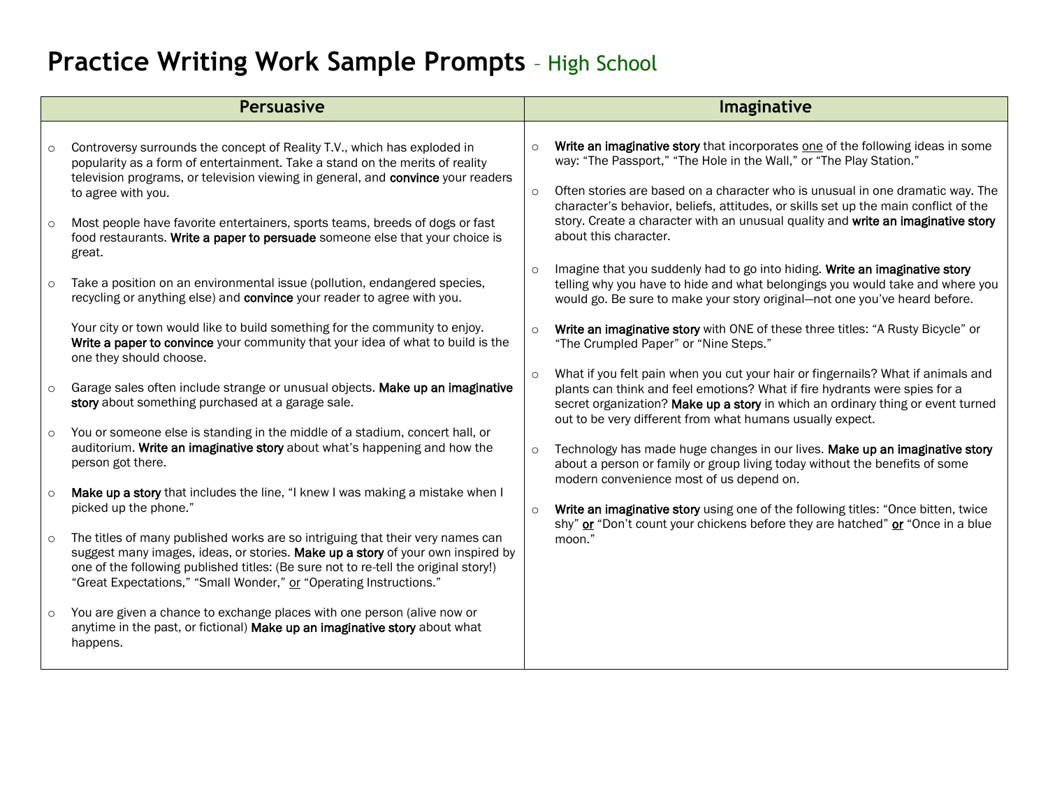# Practice Writing Work Sample Prompts – High School

## Persuasive

- Controversy surrounds the concept of Reality T.V., which has exploded in popularity as a form of entertainment. Take a stand on the merits of reality television programs, or television viewing in general, and **convince** your readers to agree with you.
- Most people have favorite entertainers, sports teams, breeds of dogs or fast food restaurants. **Write a paper to persuade** someone else that your choice is great.
- Take a position on an environmental issue (pollution, endangered species, recycling or anything else) and **convince** your reader to agree with you.

  Your city or town would like to build something for the community to enjoy. **Write a paper to convince** your community that your idea of what to build is the one they should choose.

- Garage sales often include strange or unusual objects. **Make up an imaginative story** about something purchased at a garage sale.
- You or someone else is standing in the middle of a stadium, concert hall, or auditorium. **Write an imaginative story** about what's happening and how the person got there.
- **Make up a story** that includes the line, "I knew I was making a mistake when I picked up the phone."
- The titles of many published works are so intriguing that their very names can suggest many images, ideas, or stories. **Make up a story** of your own inspired by one of the following published titles: (Be sure not to re-tell the original story!) "Great Expectations," "Small Wonder," or "Operating Instructions."
- You are given a chance to exchange places with one person (alive now or anytime in the past, or fictional) **Make up an imaginative story** about what happens.

## Imaginative

- **Write an imaginative story** that incorporates one of the following ideas in some way: "The Passport," "The Hole in the Wall," or "The Play Station."
- Often stories are based on a character who is unusual in one dramatic way. The character's behavior, beliefs, attitudes, or skills set up the main conflict of the story. Create a character with an unusual quality and **write an imaginative story** about this character.
- Imagine that you suddenly had to go into hiding. **Write an imaginative story** telling why you have to hide and what belongings you would take and where you would go. Be sure to make your story original—not one you've heard before.
- **Write an imaginative story** with ONE of these three titles: "A Rusty Bicycle" or "The Crumpled Paper" or "Nine Steps."
- What if you felt pain when you cut your hair or fingernails? What if animals and plants can think and feel emotions? What if fire hydrants were spies for a secret organization? **Make up a story** in which an ordinary thing or event turned out to be very different from what humans usually expect.
- Technology has made huge changes in our lives. **Make up an imaginative story** about a person or family or group living today without the benefits of some modern convenience most of us depend on.
- **Write an imaginative story** using one of the following titles: "Once bitten, twice shy" **or** "Don't count your chickens before they are hatched" **or** "Once in a blue moon."